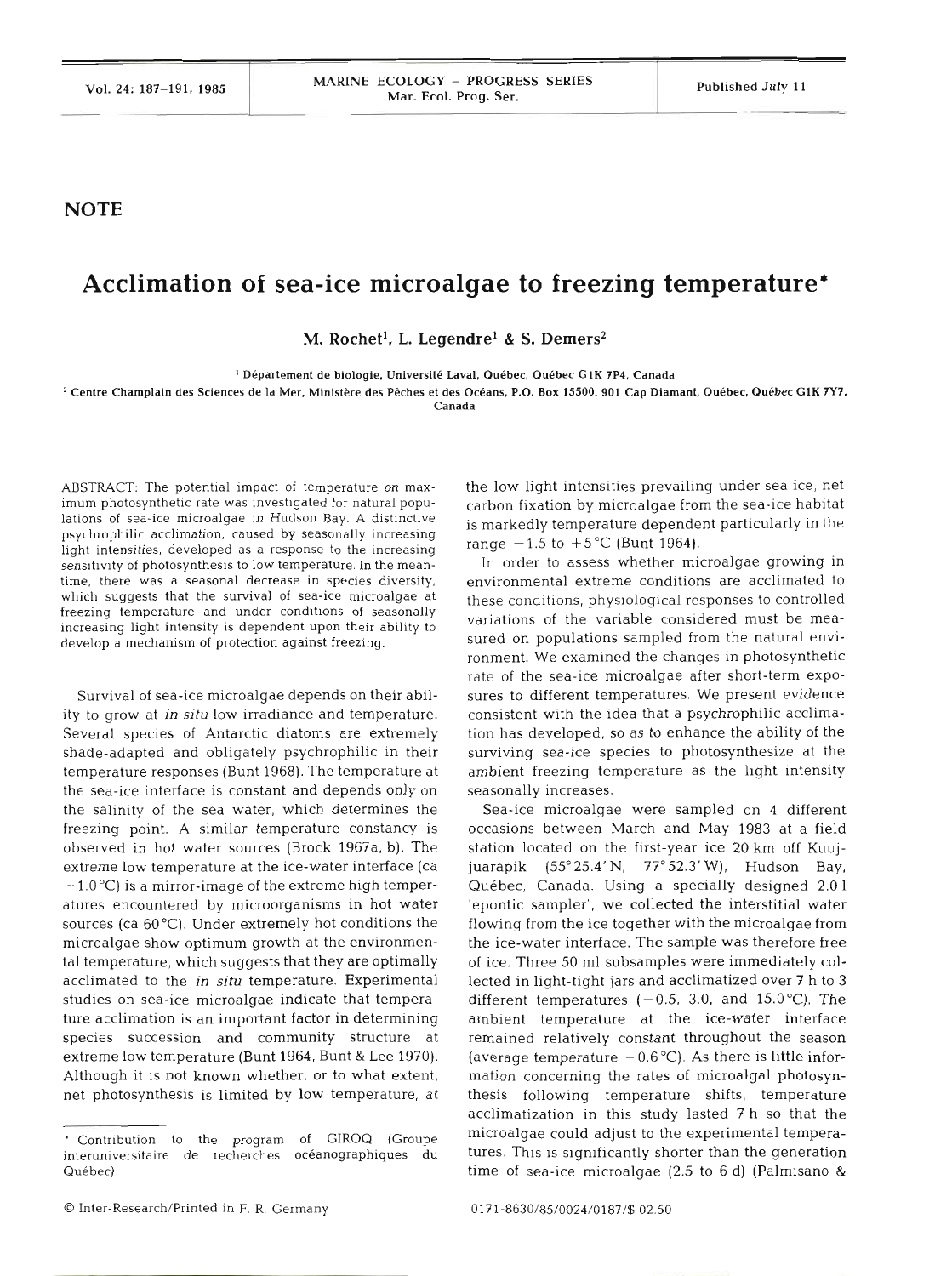NOTE

# Acclimation of sea-ice microalgae to freezing temperature*

M. Rochet[1], L. Legendre[1] & S. Demers[2]

[1] Département de biologie, Université Laval, Québec, Québec G1K 7P4, Canada

[2] Centre Champlain des Sciences de la Mer, Ministère des Pêches et des Océans, P.O. Box 15500, 901 Cap Diamant, Québec, Québec G1K 7Y7, Canada

ABSTRACT: The potential impact of temperature on maximum photosynthetic rate was investigated for natural populations of sea-ice microalgae in Hudson Bay. A distinctive psychrophilic acclimation, caused by seasonally increasing light intensities, developed as a response to the increasing sensitivity of photosynthesis to low temperature. In the meantime, there was a seasonal decrease in species diversity, which suggests that the survival of sea-ice microalgae at freezing temperature and under conditions of seasonally increasing light intensity is dependent upon their ability to develop a mechanism of protection against freezing.

Survival of sea-ice microalgae depends on their ability to grow at *in situ* low irradiance and temperature. Several species of Antarctic diatoms are extremely shade-adapted and obligately psychrophilic in their temperature responses (Bunt 1968). The temperature at the sea-ice interface is constant and depends only on the salinity of the sea water, which determines the freezing point. A similar temperature constancy is observed in hot water sources (Brock 1967a, b). The extreme low temperature at the ice-water interface (ca $-1.0\,°C$) is a mirror-image of the extreme high temperatures encountered by microorganisms in hot water sources (ca $60\,°C$). Under extremely hot conditions the microalgae show optimum growth at the environmental temperature, which suggests that they are optimally acclimated to the *in situ* temperature. Experimental studies on sea-ice microalgae indicate that temperature acclimation is an important factor in determining species succession and community structure at extreme low temperature (Bunt 1964, Bunt & Lee 1970). Although it is not known whether, or to what extent, net photosynthesis is limited by low temperature, at the low light intensities prevailing under sea ice, net carbon fixation by microalgae from the sea-ice habitat is markedly temperature dependent particularly in the range $-1.5$ to $+5\,°C$ (Bunt 1964).

In order to assess whether microalgae growing in environmental extreme conditions are acclimated to these conditions, physiological responses to controlled variations of the variable considered must be measured on populations sampled from the natural environment. We examined the changes in photosynthetic rate of the sea-ice microalgae after short-term exposures to different temperatures. We present evidence consistent with the idea that a psychrophilic acclimation has developed, so as to enhance the ability of the surviving sea-ice species to photosynthesize at the ambient freezing temperature as the light intensity seasonally increases.

Sea-ice microalgae were sampled on 4 different occasions between March and May 1983 at a field station located on the first-year ice 20 km off Kuujjuarapik (55°25.4′N, 77°52.3′W), Hudson Bay, Québec, Canada. Using a specially designed 2.0 l 'epontic sampler', we collected the interstitial water flowing from the ice together with the microalgae from the ice-water interface. The sample was therefore free of ice. Three 50 ml subsamples were immediately collected in light-tight jars and acclimatized over 7 h to 3 different temperatures ($-0.5$, 3.0, and $15.0\,°C$). The ambient temperature at the ice-water interface remained relatively constant throughout the season (average temperature $-0.6\,°C$). As there is little information concerning the rates of microalgal photosynthesis following temperature shifts, temperature acclimatization in this study lasted 7 h so that the microalgae could adjust to the experimental temperatures. This is significantly shorter than the generation time of sea-ice microalgae (2.5 to 6 d) (Palmisano &

* Contribution to the program of GIROQ (Groupe interuniversitaire de recherches océanographiques du Québec)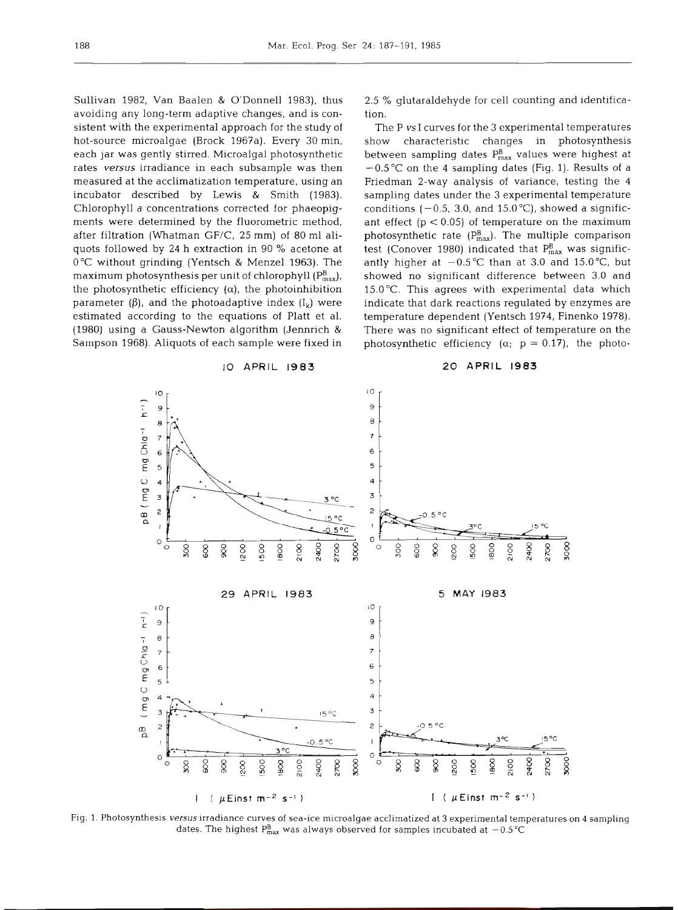Sullivan 1982, Van Baalen & O'Donnell 1983), thus avoiding any long-term adaptive changes, and is consistent with the experimental approach for the study of hot-source microalgae (Brock 1967a). Every 30 min, each jar was gently stirred. Microalgal photosynthetic rates *versus* irradiance in each subsample was then measured at the acclimatization temperature, using an incubator described by Lewis & Smith (1983). Chlorophyll *a* concentrations corrected for phaeopigments were determined by the fluorometric method, after filtration (Whatman GF/C, 25 mm) of 80 ml aliquots followed by 24 h extraction in 90 % acetone at 0 °C without grinding (Yentsch & Menzel 1963). The maximum photosynthesis per unit of chlorophyll ($P^B_{max}$), the photosynthetic efficiency ($\alpha$), the photoinhibition parameter ($\beta$), and the photoadaptive index ($I_k$) were estimated according to the equations of Platt et al. (1980) using a Gauss-Newton algorithm (Jennrich & Sampson 1968). Aliquots of each sample were fixed in 2.5 % glutaraldehyde for cell counting and identification.

The P *vs* I curves for the 3 experimental temperatures show characteristic changes in photosynthesis between sampling dates $P^B_{max}$ values were highest at $-0.5$ °C on the 4 sampling dates (Fig. 1). Results of a Friedman 2-way analysis of variance, testing the 4 sampling dates under the 3 experimental temperature conditions ($-0.5$, 3.0, and 15.0 °C), showed a significant effect ($p < 0.05$) of temperature on the maximum photosynthetic rate ($P^B_{max}$). The multiple comparison test (Conover 1980) indicated that $P^B_{max}$ was significantly higher at $-0.5$ °C than at 3.0 and 15.0 °C, but showed no significant difference between 3.0 and 15.0 °C. This agrees with experimental data which indicate that dark reactions regulated by enzymes are temperature dependent (Yentsch 1974, Finenko 1978). There was no significant effect of temperature on the photosynthetic efficiency ($\alpha$; $p = 0.17$), the photo-

Fig. 1. Photosynthesis *versus* irradiance curves of sea-ice microalgae acclimatized at 3 experimental temperatures on 4 sampling dates. The highest $P^B_{max}$ was always observed for samples incubated at $-0.5$ °C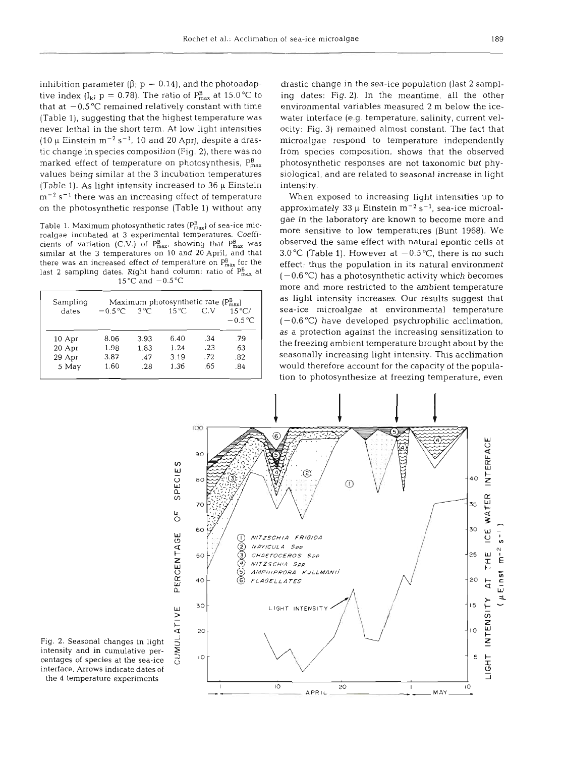inhibition parameter (β; p = 0.14), and the photoadaptive index ($I_k$; p = 0.78). The ratio of $P^B_{max}$ at 15.0 °C to that at −0.5 °C remained relatively constant with time (Table 1), suggesting that the highest temperature was never lethal in the short term. At low light intensities (10 μ Einstein $m^{-2}$ $s^{-1}$, 10 and 20 Apr), despite a drastic change in species composition (Fig. 2), there was no marked effect of temperature on photosynthesis, $P^B_{max}$ values being similar at the 3 incubation temperatures (Table 1). As light intensity increased to 36 μ Einstein $m^{-2}$ $s^{-1}$ there was an increasing effect of temperature on the photosynthetic response (Table 1) without any drastic change in the sea-ice population (last 2 sampling dates: Fig. 2). In the meantime, all the other environmental variables measured 2 m below the ice-water interface (e.g. temperature, salinity, current velocity: Fig. 3) remained almost constant. The fact that microalgae respond to temperature independently from species composition, shows that the observed photosynthetic responses are not taxonomic but physiological, and are related to seasonal increase in light intensity.

Table 1. Maximum photosynthetic rates ($P^B_{max}$) of sea-ice microalgae incubated at 3 experimental temperatures. Coefficients of variation (C.V.) of $P^B_{max}$, showing that $P^B_{max}$ was similar at the 3 temperatures on 10 and 20 April, and that there was an increased effect of temperature on $P^B_{max}$ for the last 2 sampling dates. Right hand column: ratio of $P^B_{max}$ at 15 °C and −0.5 °C

| Sampling dates | Maximum photosynthetic rate ($P^B_{max}$) | | | | |
|---|---|---|---|---|---|
| | −0.5 °C | 3 °C | 15 °C | C.V | 15 °C/ −0.5 °C |
| 10 Apr | 8.06 | 3.93 | 6.40 | .34 | .79 |
| 20 Apr | 1.98 | 1.83 | 1.24 | .23 | .63 |
| 29 Apr | 3.87 | .47 | 3.19 | .72 | .82 |
| 5 May | 1.60 | .28 | 1.36 | .65 | .84 |

When exposed to increasing light intensities up to approximately 33 μ Einstein $m^{-2}$ $s^{-1}$, sea-ice microalgae in the laboratory are known to become more and more sensitive to low temperatures (Bunt 1968). We observed the same effect with natural epontic cells at 3.0 °C (Table 1). However at −0.5 °C, there is no such effect; thus the population in its natural environment (−0.6 °C) has a photosynthetic activity which becomes more and more restricted to the ambient temperature as light intensity increases. Our results suggest that sea-ice microalgae at environmental temperature (−0.6 °C) have developed psychrophilic acclimation, as a protection against the increasing sensitization to the freezing ambient temperature brought about by the seasonally increasing light intensity. This acclimation would therefore account for the capacity of the population to photosynthesize at freezing temperature, even

Fig. 2. Seasonal changes in light intensity and in cumulative percentages of species at the sea-ice interface. Arrows indicate dates of the 4 temperature experiments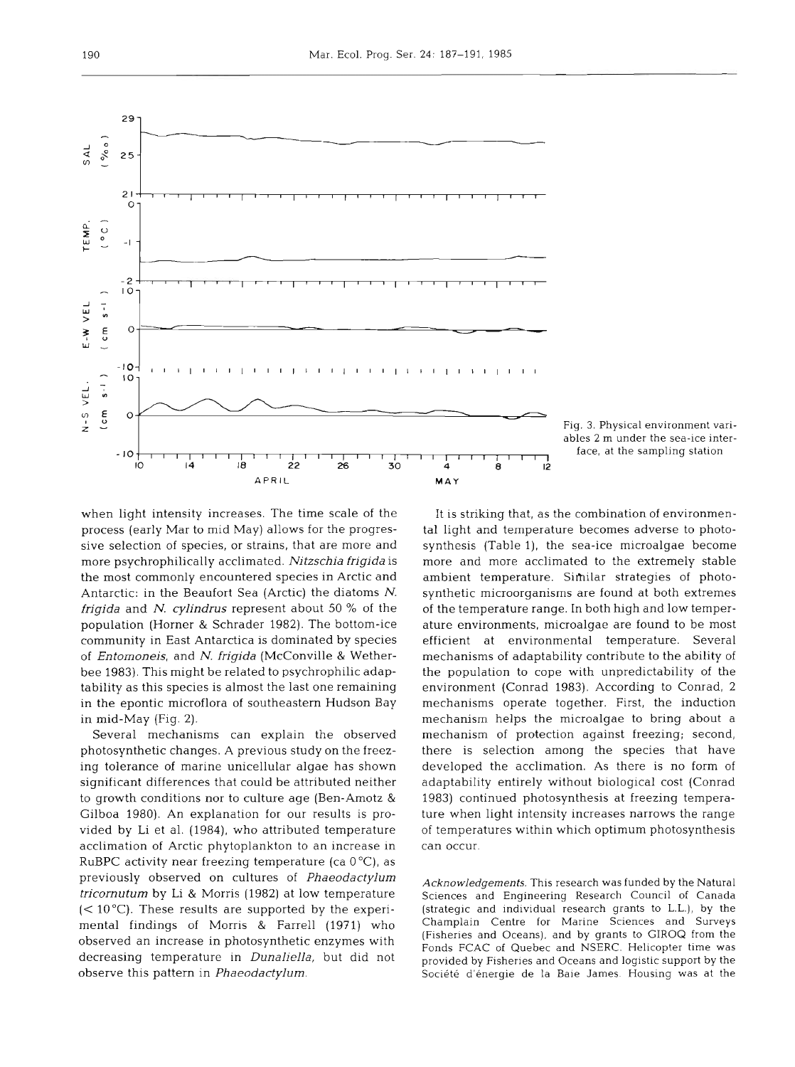Fig. 3. Physical environment variables 2 m under the sea-ice interface, at the sampling station

when light intensity increases. The time scale of the process (early Mar to mid May) allows for the progressive selection of species, or strains, that are more and more psychrophilically acclimated. *Nitzschia frigida* is the most commonly encountered species in Arctic and Antarctic: in the Beaufort Sea (Arctic) the diatoms *N. frigida* and *N. cylindrus* represent about 50 % of the population (Horner & Schrader 1982). The bottom-ice community in East Antarctica is dominated by species of *Entomoneis*, and *N. frigida* (McConville & Wetherbee 1983). This might be related to psychrophilic adaptability as this species is almost the last one remaining in the epontic microflora of southeastern Hudson Bay in mid-May (Fig. 2).

Several mechanisms can explain the observed photosynthetic changes. A previous study on the freezing tolerance of marine unicellular algae has shown significant differences that could be attributed neither to growth conditions nor to culture age (Ben-Amotz & Gilboa 1980). An explanation for our results is provided by Li et al. (1984), who attributed temperature acclimation of Arctic phytoplankton to an increase in RuBPC activity near freezing temperature (ca 0 °C), as previously observed on cultures of *Phaeodactylum tricornutum* by Li & Morris (1982) at low temperature (< 10 °C). These results are supported by the experimental findings of Morris & Farrell (1971) who observed an increase in photosynthetic enzymes with decreasing temperature in *Dunaliella*, but did not observe this pattern in *Phaeodactylum*.

It is striking that, as the combination of environmental light and temperature becomes adverse to photosynthesis (Table 1), the sea-ice microalgae become more and more acclimated to the extremely stable ambient temperature. Similar strategies of photosynthetic microorganisms are found at both extremes of the temperature range. In both high and low temperature environments, microalgae are found to be most efficient at environmental temperature. Several mechanisms of adaptability contribute to the ability of the population to cope with unpredictability of the environment (Conrad 1983). According to Conrad, 2 mechanisms operate together. First, the induction mechanism helps the microalgae to bring about a mechanism of protection against freezing; second, there is selection among the species that have developed the acclimation. As there is no form of adaptability entirely without biological cost (Conrad 1983) continued photosynthesis at freezing temperature when light intensity increases narrows the range of temperatures within which optimum photosynthesis can occur.

*Acknowledgements.* This research was funded by the Natural Sciences and Engineering Research Council of Canada (strategic and individual research grants to L.L.), by the Champlain Centre for Marine Sciences and Surveys (Fisheries and Oceans), and by grants to GIROQ from the Fonds FCAC of Quebec and NSERC. Helicopter time was provided by Fisheries and Oceans and logistic support by the Société d'énergie de la Baie James. Housing was at the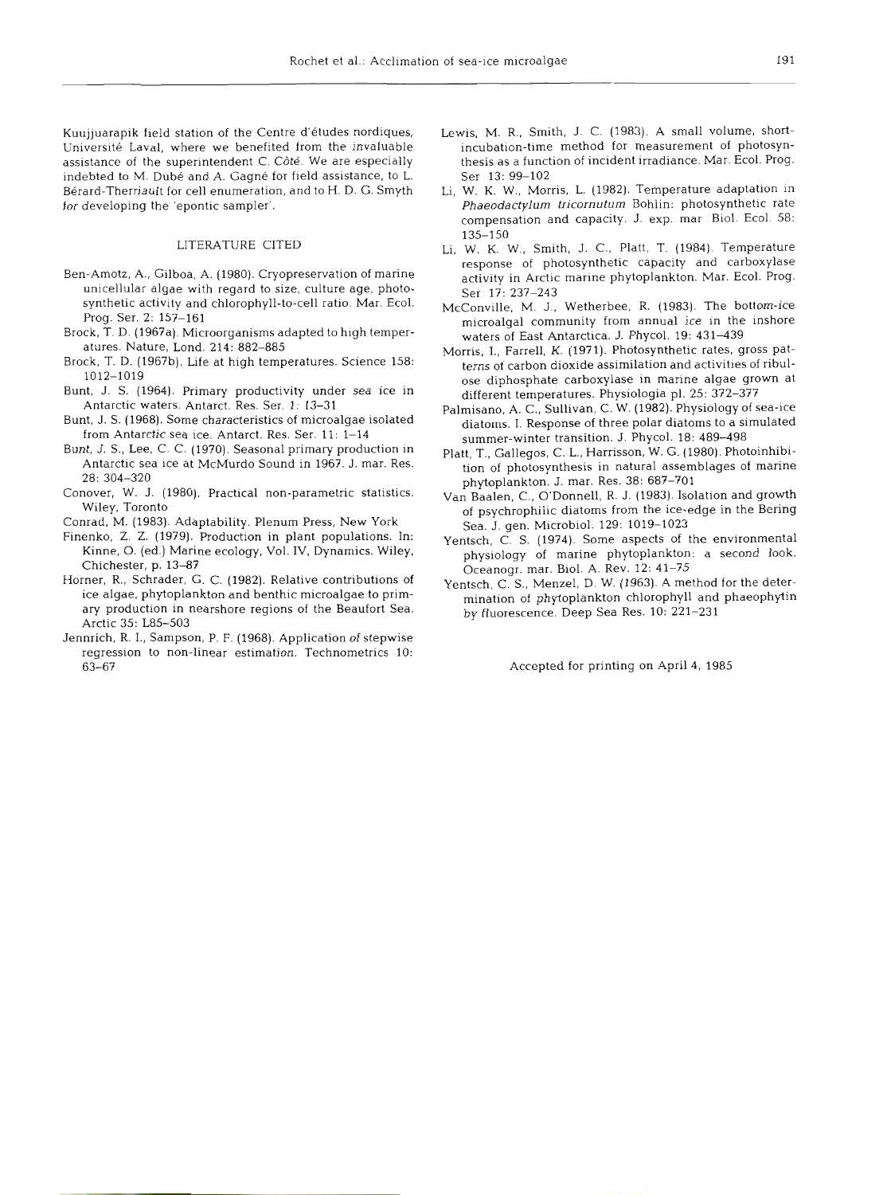Kuujjuarapik field station of the Centre d'études nordiques, Université Laval, where we benefited from the invaluable assistance of the superintendent C. Côté. We are especially indebted to M. Dubé and A. Gagné for field assistance, to L. Bérard-Therriault for cell enumeration, and to H. D. G. Smyth for developing the 'epontic sampler'.

## LITERATURE CITED

Ben-Amotz, A., Gilboa, A. (1980). Cryopreservation of marine unicellular algae with regard to size, culture age, photosynthetic activity and chlorophyll-to-cell ratio. Mar. Ecol. Prog. Ser. 2: 157–161

Brock, T. D. (1967a). Microorganisms adapted to high temperatures. Nature, Lond. 214: 882–885

Brock, T. D. (1967b). Life at high temperatures. Science 158: 1012–1019

Bunt, J. S. (1964). Primary productivity under sea ice in Antarctic waters. Antarct. Res. Ser. 1: 13–31

Bunt, J. S. (1968). Some characteristics of microalgae isolated from Antarctic sea ice. Antarct. Res. Ser. 11: 1–14

Bunt, J. S., Lee, C. C. (1970). Seasonal primary production in Antarctic sea ice at McMurdo Sound in 1967. J. mar. Res. 28: 304–320

Conover, W. J. (1980). Practical non-parametric statistics. Wiley, Toronto

Conrad, M. (1983). Adaptability. Plenum Press, New York

Finenko, Z. Z. (1979). Production in plant populations. In: Kinne, O. (ed.) Marine ecology, Vol. IV, Dynamics. Wiley, Chichester, p. 13–87

Horner, R., Schrader, G. C. (1982). Relative contributions of ice algae, phytoplankton and benthic microalgae to primary production in nearshore regions of the Beaufort Sea. Arctic 35: L85–503

Jennrich, R. I., Sampson, P. F. (1968). Application of stepwise regression to non-linear estimation. Technometrics 10: 63–67

Lewis, M. R., Smith, J. C. (1983). A small volume, short-incubation-time method for measurement of photosynthesis as a function of incident irradiance. Mar. Ecol. Prog. Ser 13: 99–102

Li, W. K. W., Morris, L. (1982). Temperature adaptation in *Phaeodactylum tricornutum* Bohlin: photosynthetic rate compensation and capacity. J. exp. mar Biol. Ecol. 58: 135–150

Li, W. K. W., Smith, J. C., Platt, T. (1984). Temperature response of photosynthetic capacity and carboxylase activity in Arctic marine phytoplankton. Mar. Ecol. Prog. Ser 17: 237–243

McConville, M. J., Wetherbee, R. (1983). The bottom-ice microalgal community from annual ice in the inshore waters of East Antarctica. J. Phycol. 19: 431–439

Morris, I., Farrell, K. (1971). Photosynthetic rates, gross patterns of carbon dioxide assimilation and activities of ribulose diphosphate carboxylase in marine algae grown at different temperatures. Physiologia pl. 25: 372–377

Palmisano, A. C., Sullivan, C. W. (1982). Physiology of sea-ice diatoms. I. Response of three polar diatoms to a simulated summer-winter transition. J. Phycol. 18: 489–498

Platt, T., Gallegos, C. L., Harrisson, W. G. (1980). Photoinhibition of photosynthesis in natural assemblages of marine phytoplankton. J. mar. Res. 38: 687–701

Van Baalen, C., O'Donnell, R. J. (1983). Isolation and growth of psychrophilic diatoms from the ice-edge in the Bering Sea. J. gen. Microbiol. 129: 1019–1023

Yentsch, C. S. (1974). Some aspects of the environmental physiology of marine phytoplankton: a second look. Oceanogr. mar. Biol. A. Rev. 12: 41–75

Yentsch, C. S., Menzel, D. W. (1963). A method for the determination of phytoplankton chlorophyll and phaeophytin by fluorescence. Deep Sea Res. 10: 221–231

Accepted for printing on April 4, 1985